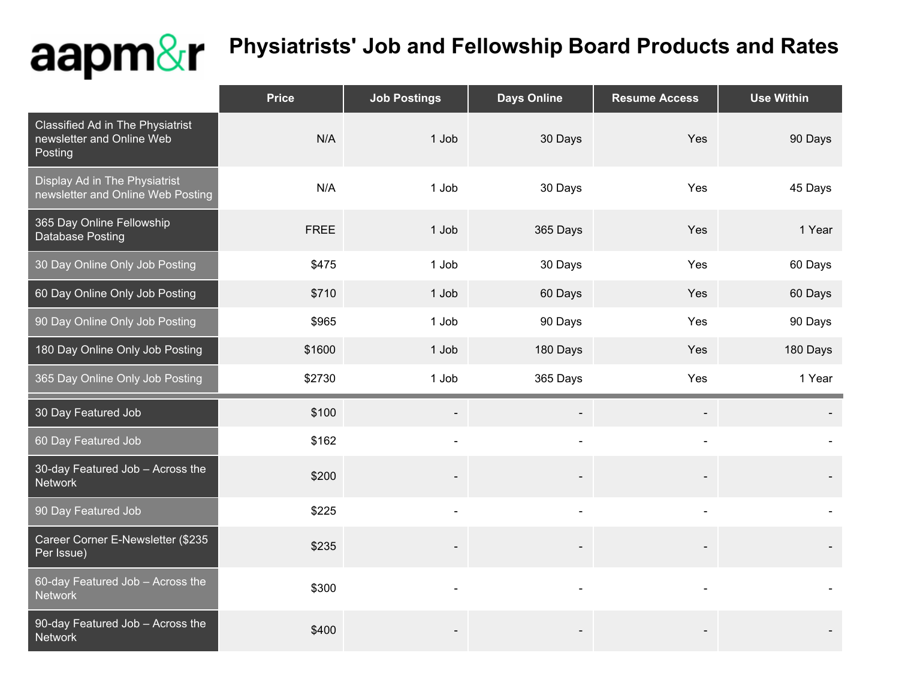# aapm&r

# Physiatrists' Job and Fellowship Board Products and Rates

| | Price | Job Postings | Days Online | Resume Access | Use Within |
|---|---|---|---|---|---|
| Classified Ad in The Physiatrist newsletter and Online Web Posting | N/A | 1 Job | 30 Days | Yes | 90 Days |
| Display Ad in The Physiatrist newsletter and Online Web Posting | N/A | 1 Job | 30 Days | Yes | 45 Days |
| 365 Day Online Fellowship Database Posting | FREE | 1 Job | 365 Days | Yes | 1 Year |
| 30 Day Online Only Job Posting | $475 | 1 Job | 30 Days | Yes | 60 Days |
| 60 Day Online Only Job Posting | $710 | 1 Job | 60 Days | Yes | 60 Days |
| 90 Day Online Only Job Posting | $965 | 1 Job | 90 Days | Yes | 90 Days |
| 180 Day Online Only Job Posting | $1600 | 1 Job | 180 Days | Yes | 180 Days |
| 365 Day Online Only Job Posting | $2730 | 1 Job | 365 Days | Yes | 1 Year |
| 30 Day Featured Job | $100 | - | - | - | - |
| 60 Day Featured Job | $162 | - | - | - | - |
| 30-day Featured Job – Across the Network | $200 | - | - | - | - |
| 90 Day Featured Job | $225 | - | - | - | - |
| Career Corner E-Newsletter ($235 Per Issue) | $235 | - | - | - | - |
| 60-day Featured Job – Across the Network | $300 | - | - | - | - |
| 90-day Featured Job – Across the Network | $400 | - | - | - | - |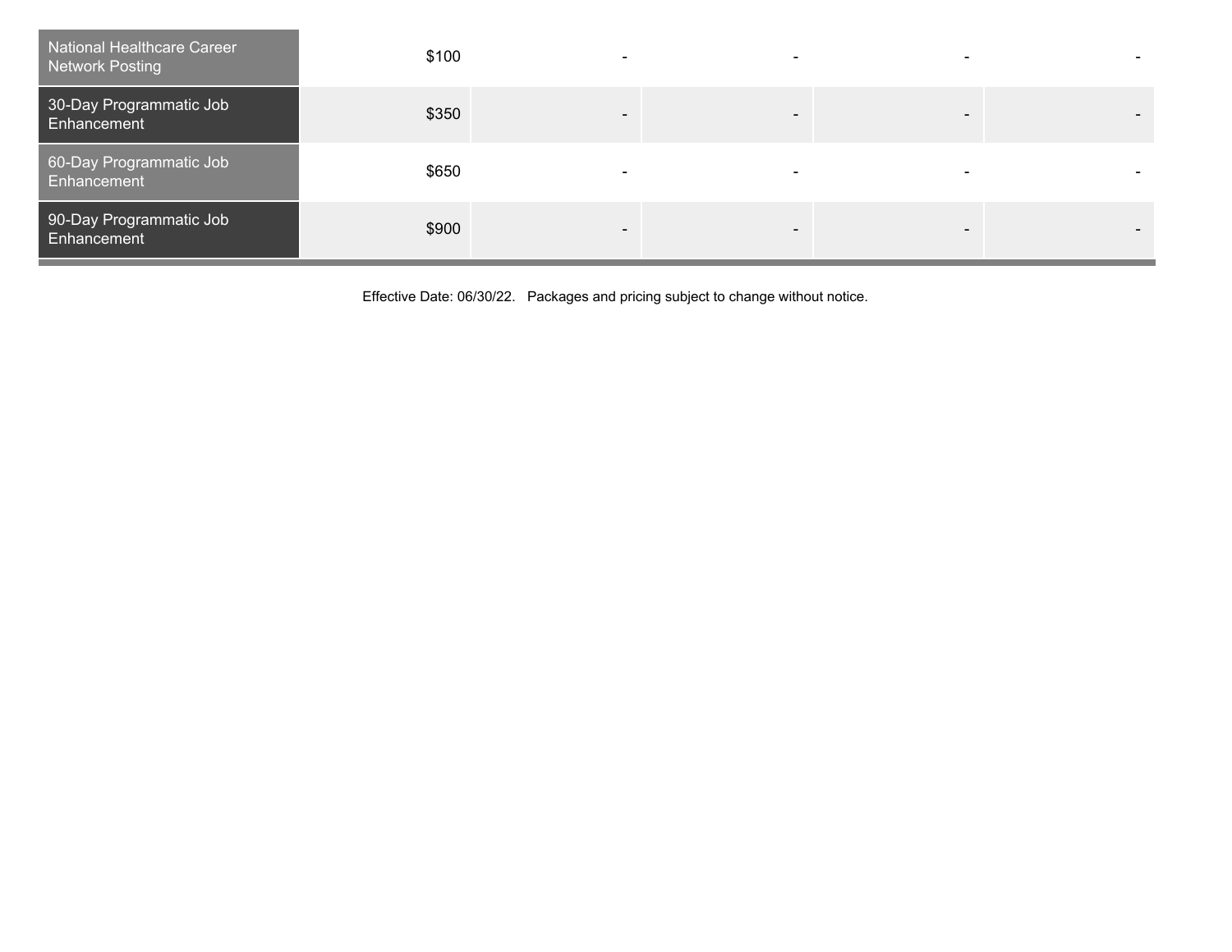| | | | | | |
|---|---|---|---|---|---|
| National Healthcare Career Network Posting | $100 | - | - | - | - |
| 30-Day Programmatic Job Enhancement | $350 | - | - | - | - |
| 60-Day Programmatic Job Enhancement | $650 | - | - | - | - |
| 90-Day Programmatic Job Enhancement | $900 | - | - | - | - |

Effective Date: 06/30/22. Packages and pricing subject to change without notice.